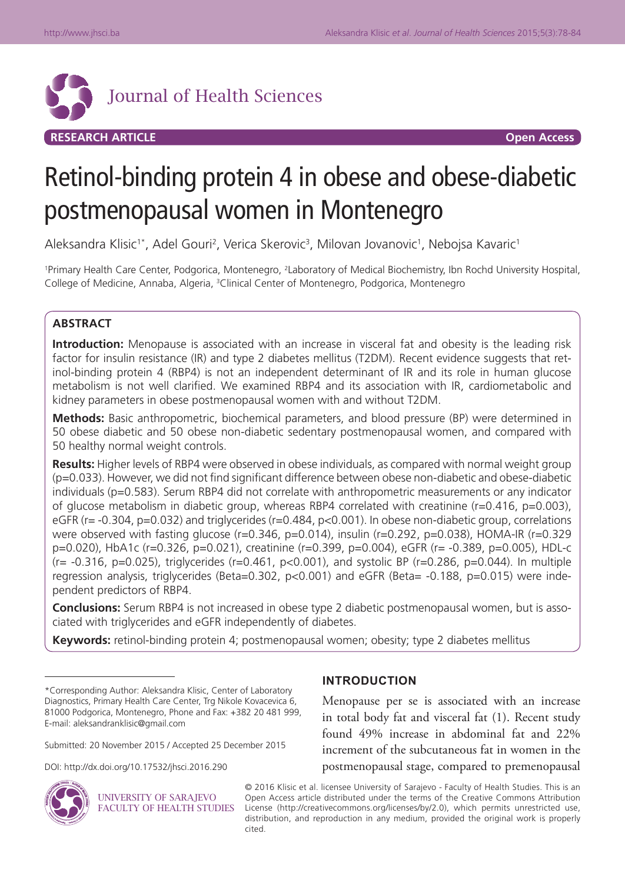Journal of Health Sciences

**RESEARCH ARTICLE** **Open Access**

# Retinol-binding protein 4 in obese and obese-diabetic postmenopausal women in Montenegro

Aleksandra Klisic[1*], Adel Gouri[2], Verica Skerovic[3], Milovan Jovanovic[1], Nebojsa Kavaric[1]

[1]Primary Health Care Center, Podgorica, Montenegro, [2]Laboratory of Medical Biochemistry, Ibn Rochd University Hospital, College of Medicine, Annaba, Algeria, [3]Clinical Center of Montenegro, Podgorica, Montenegro

## ABSTRACT

**Introduction:** Menopause is associated with an increase in visceral fat and obesity is the leading risk factor for insulin resistance (IR) and type 2 diabetes mellitus (T2DM). Recent evidence suggests that retinol-binding protein 4 (RBP4) is not an independent determinant of IR and its role in human glucose metabolism is not well clarified. We examined RBP4 and its association with IR, cardiometabolic and kidney parameters in obese postmenopausal women with and without T2DM.

**Methods:** Basic anthropometric, biochemical parameters, and blood pressure (BP) were determined in 50 obese diabetic and 50 obese non-diabetic sedentary postmenopausal women, and compared with 50 healthy normal weight controls.

**Results:** Higher levels of RBP4 were observed in obese individuals, as compared with normal weight group ($p=0.033$). However, we did not find significant difference between obese non-diabetic and obese-diabetic individuals ($p=0.583$). Serum RBP4 did not correlate with anthropometric measurements or any indicator of glucose metabolism in diabetic group, whereas RBP4 correlated with creatinine ($r=0.416$, $p=0.003$), eGFR ($r=-0.304$, $p=0.032$) and triglycerides ($r=0.484$, $p<0.001$). In obese non-diabetic group, correlations were observed with fasting glucose ($r=0.346$, $p=0.014$), insulin ($r=0.292$, $p=0.038$), HOMA-IR ($r=0.329$ $p=0.020$), HbA1c ($r=0.326$, $p=0.021$), creatinine ($r=0.399$, $p=0.004$), eGFR ($r=-0.389$, $p=0.005$), HDL-c ($r=-0.316$, $p=0.025$), triglycerides ($r=0.461$, $p<0.001$), and systolic BP ($r=0.286$, $p=0.044$). In multiple regression analysis, triglycerides (Beta=0.302, $p<0.001$) and eGFR (Beta= -0.188, $p=0.015$) were independent predictors of RBP4.

**Conclusions:** Serum RBP4 is not increased in obese type 2 diabetic postmenopausal women, but is associated with triglycerides and eGFR independently of diabetes.

**Keywords:** retinol-binding protein 4; postmenopausal women; obesity; type 2 diabetes mellitus

## INTRODUCTION

Menopause per se is associated with an increase in total body fat and visceral fat (1). Recent study found 49% increase in abdominal fat and 22% increment of the subcutaneous fat in women in the postmenopausal stage, compared to premenopausal

---

*Corresponding Author: Aleksandra Klisic, Center of Laboratory Diagnostics, Primary Health Care Center, Trg Nikole Kovacevica 6, 81000 Podgorica, Montenegro, Phone and Fax: +382 20 481 999, E-mail: aleksandranklisic@gmail.com

Submitted: 20 November 2015 / Accepted 25 December 2015

DOI: http://dx.doi.org/10.17532/jhsci.2016.290

UNIVERSITY OF SARAJEVO FACULTY OF HEALTH STUDIES

© 2016 Klisic et al. licensee University of Sarajevo - Faculty of Health Studies. This is an Open Access article distributed under the terms of the Creative Commons Attribution License (http://creativecommons.org/licenses/by/2.0), which permits unrestricted use, distribution, and reproduction in any medium, provided the original work is properly cited.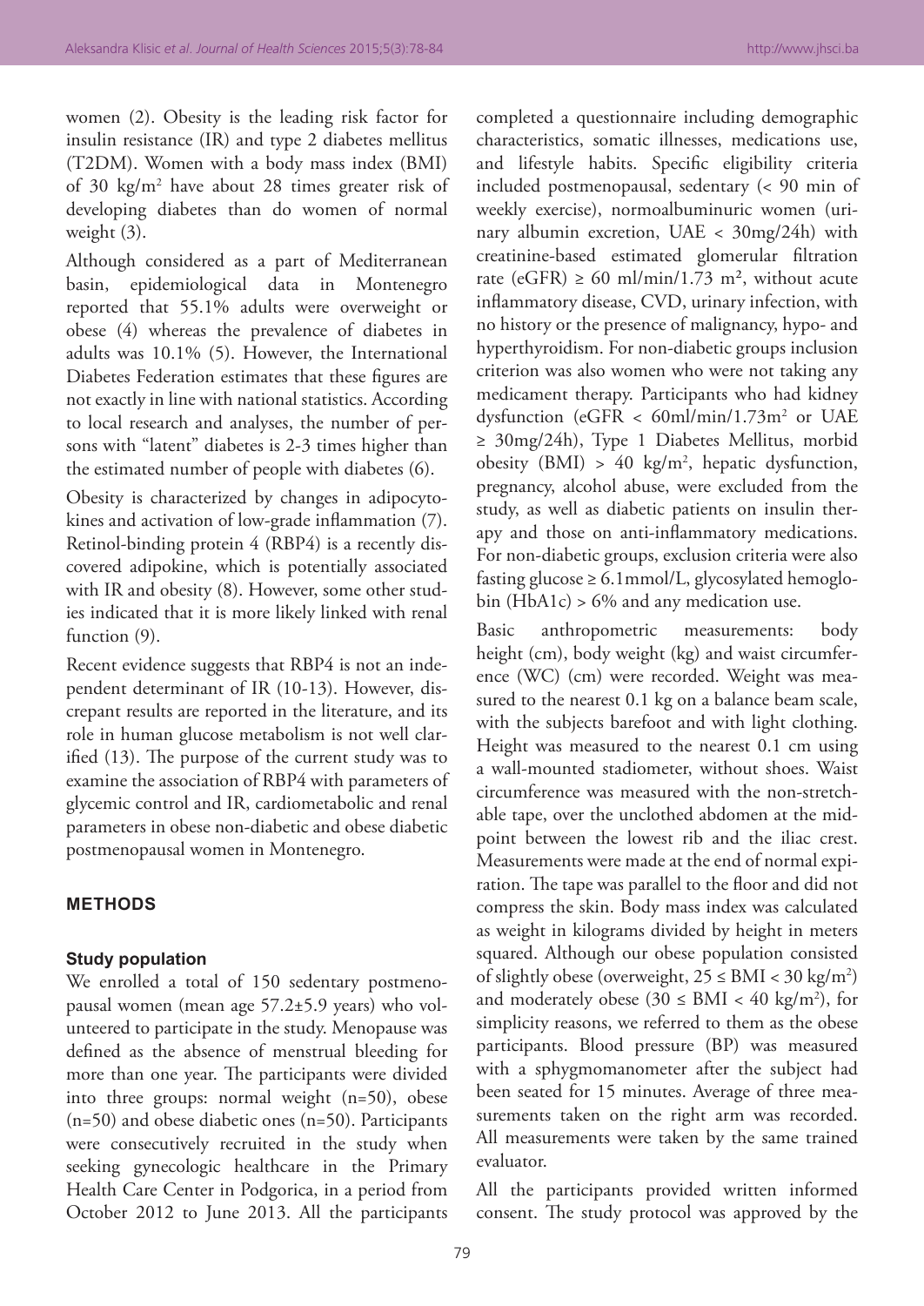women (2). Obesity is the leading risk factor for insulin resistance (IR) and type 2 diabetes mellitus (T2DM). Women with a body mass index (BMI) of 30 kg/m$^2$ have about 28 times greater risk of developing diabetes than do women of normal weight (3).

Although considered as a part of Mediterranean basin, epidemiological data in Montenegro reported that 55.1% adults were overweight or obese (4) whereas the prevalence of diabetes in adults was 10.1% (5). However, the International Diabetes Federation estimates that these figures are not exactly in line with national statistics. According to local research and analyses, the number of persons with "latent" diabetes is 2-3 times higher than the estimated number of people with diabetes (6).

Obesity is characterized by changes in adipocytokines and activation of low-grade inflammation (7). Retinol-binding protein 4 (RBP4) is a recently discovered adipokine, which is potentially associated with IR and obesity (8). However, some other studies indicated that it is more likely linked with renal function (9).

Recent evidence suggests that RBP4 is not an independent determinant of IR (10-13). However, discrepant results are reported in the literature, and its role in human glucose metabolism is not well clarified (13). The purpose of the current study was to examine the association of RBP4 with parameters of glycemic control and IR, cardiometabolic and renal parameters in obese non-diabetic and obese diabetic postmenopausal women in Montenegro.

## METHODS

### Study population

We enrolled a total of 150 sedentary postmenopausal women (mean age 57.2±5.9 years) who volunteered to participate in the study. Menopause was defined as the absence of menstrual bleeding for more than one year. The participants were divided into three groups: normal weight (n=50), obese (n=50) and obese diabetic ones (n=50). Participants were consecutively recruited in the study when seeking gynecologic healthcare in the Primary Health Care Center in Podgorica, in a period from October 2012 to June 2013. All the participants completed a questionnaire including demographic characteristics, somatic illnesses, medications use, and lifestyle habits. Specific eligibility criteria included postmenopausal, sedentary (< 90 min of weekly exercise), normoalbuminuric women (urinary albumin excretion, UAE < 30mg/24h) with creatinine-based estimated glomerular filtration rate (eGFR) ≥ 60 ml/min/1.73 m², without acute inflammatory disease, CVD, urinary infection, with no history or the presence of malignancy, hypo- and hyperthyroidism. For non-diabetic groups inclusion criterion was also women who were not taking any medicament therapy. Participants who had kidney dysfunction (eGFR < 60ml/min/1.73m$^2$ or UAE ≥ 30mg/24h), Type 1 Diabetes Mellitus, morbid obesity (BMI) > 40 kg/m$^2$, hepatic dysfunction, pregnancy, alcohol abuse, were excluded from the study, as well as diabetic patients on insulin therapy and those on anti-inflammatory medications. For non-diabetic groups, exclusion criteria were also fasting glucose ≥ 6.1mmol/L, glycosylated hemoglobin (HbA1c) > 6% and any medication use.

Basic anthropometric measurements: body height (cm), body weight (kg) and waist circumference (WC) (cm) were recorded. Weight was measured to the nearest 0.1 kg on a balance beam scale, with the subjects barefoot and with light clothing. Height was measured to the nearest 0.1 cm using a wall-mounted stadiometer, without shoes. Waist circumference was measured with the non-stretchable tape, over the unclothed abdomen at the midpoint between the lowest rib and the iliac crest. Measurements were made at the end of normal expiration. The tape was parallel to the floor and did not compress the skin. Body mass index was calculated as weight in kilograms divided by height in meters squared. Although our obese population consisted of slightly obese (overweight, 25 ≤ BMI < 30 kg/m$^2$) and moderately obese (30 ≤ BMI < 40 kg/m$^2$), for simplicity reasons, we referred to them as the obese participants. Blood pressure (BP) was measured with a sphygmomanometer after the subject had been seated for 15 minutes. Average of three measurements taken on the right arm was recorded. All measurements were taken by the same trained evaluator.

All the participants provided written informed consent. The study protocol was approved by the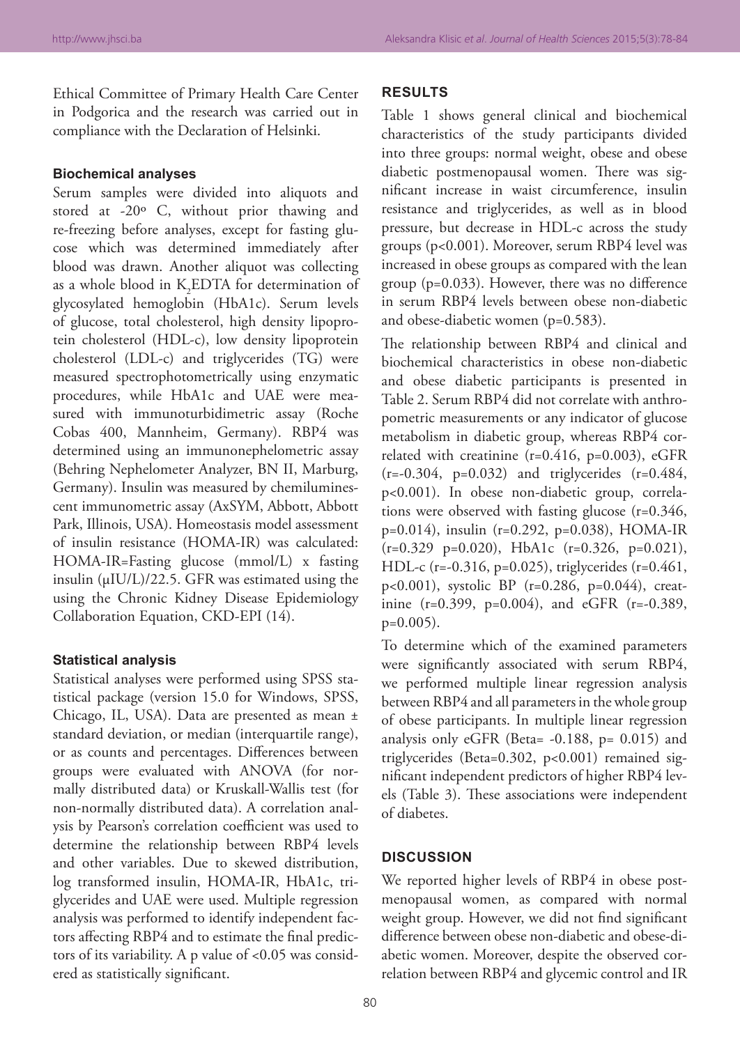Ethical Committee of Primary Health Care Center in Podgorica and the research was carried out in compliance with the Declaration of Helsinki.

### Biochemical analyses

Serum samples were divided into aliquots and stored at -20º C, without prior thawing and re-freezing before analyses, except for fasting glucose which was determined immediately after blood was drawn. Another aliquot was collecting as a whole blood in $K_2$EDTA for determination of glycosylated hemoglobin (HbA1c). Serum levels of glucose, total cholesterol, high density lipoprotein cholesterol (HDL-c), low density lipoprotein cholesterol (LDL-c) and triglycerides (TG) were measured spectrophotometrically using enzymatic procedures, while HbA1c and UAE were measured with immunoturbidimetric assay (Roche Cobas 400, Mannheim, Germany). RBP4 was determined using an immunonephelometric assay (Behring Nephelometer Analyzer, BN II, Marburg, Germany). Insulin was measured by chemiluminescent immunometric assay (AxSYM, Abbott, Abbott Park, Illinois, USA). Homeostasis model assessment of insulin resistance (HOMA-IR) was calculated: HOMA-IR=Fasting glucose (mmol/L) x fasting insulin (μIU/L)/22.5. GFR was estimated using the using the Chronic Kidney Disease Epidemiology Collaboration Equation, CKD-EPI (14).

### Statistical analysis

Statistical analyses were performed using SPSS statistical package (version 15.0 for Windows, SPSS, Chicago, IL, USA). Data are presented as mean ± standard deviation, or median (interquartile range), or as counts and percentages. Differences between groups were evaluated with ANOVA (for normally distributed data) or Kruskall-Wallis test (for non-normally distributed data). A correlation analysis by Pearson's correlation coefficient was used to determine the relationship between RBP4 levels and other variables. Due to skewed distribution, log transformed insulin, HOMA-IR, HbA1c, triglycerides and UAE were used. Multiple regression analysis was performed to identify independent factors affecting RBP4 and to estimate the final predictors of its variability. A p value of <0.05 was considered as statistically significant.

## RESULTS

Table 1 shows general clinical and biochemical characteristics of the study participants divided into three groups: normal weight, obese and obese diabetic postmenopausal women. There was significant increase in waist circumference, insulin resistance and triglycerides, as well as in blood pressure, but decrease in HDL-c across the study groups ($p<0.001$). Moreover, serum RBP4 level was increased in obese groups as compared with the lean group ($p=0.033$). However, there was no difference in serum RBP4 levels between obese non-diabetic and obese-diabetic women ($p=0.583$).

The relationship between RBP4 and clinical and biochemical characteristics in obese non-diabetic and obese diabetic participants is presented in Table 2. Serum RBP4 did not correlate with anthropometric measurements or any indicator of glucose metabolism in diabetic group, whereas RBP4 correlated with creatinine ($r=0.416$, $p=0.003$), eGFR ($r=-0.304$, $p=0.032$) and triglycerides ($r=0.484$, $p<0.001$). In obese non-diabetic group, correlations were observed with fasting glucose ($r=0.346$, $p=0.014$), insulin ($r=0.292$, $p=0.038$), HOMA-IR ($r=0.329$ $p=0.020$), HbA1c ($r=0.326$, $p=0.021$), HDL-c ($r=-0.316$, $p=0.025$), triglycerides ($r=0.461$, $p<0.001$), systolic BP ($r=0.286$, $p=0.044$), creatinine ($r=0.399$, $p=0.004$), and eGFR ($r=-0.389$, $p=0.005$).

To determine which of the examined parameters were significantly associated with serum RBP4, we performed multiple linear regression analysis between RBP4 and all parameters in the whole group of obese participants. In multiple linear regression analysis only eGFR (Beta= -0.188, p= 0.015) and triglycerides (Beta=0.302, $p<0.001$) remained significant independent predictors of higher RBP4 levels (Table 3). These associations were independent of diabetes.

## DISCUSSION

We reported higher levels of RBP4 in obese postmenopausal women, as compared with normal weight group. However, we did not find significant difference between obese non-diabetic and obese-diabetic women. Moreover, despite the observed correlation between RBP4 and glycemic control and IR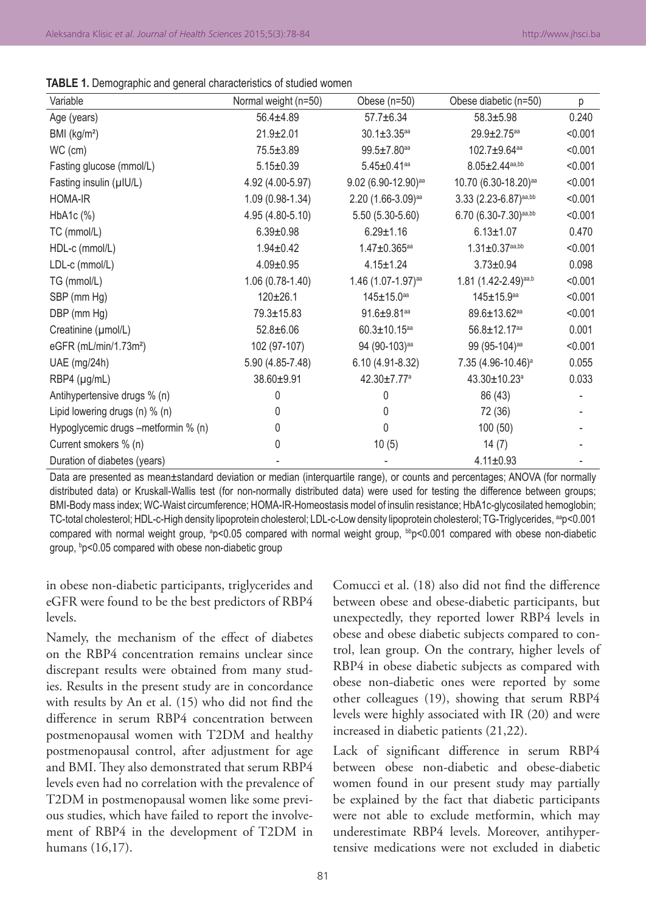**TABLE 1.** Demographic and general characteristics of studied women

| Variable | Normal weight (n=50) | Obese (n=50) | Obese diabetic (n=50) | p |
|---|---|---|---|---|
| Age (years) | 56.4±4.89 | 57.7±6.34 | 58.3±5.98 | 0.240 |
| BMI (kg/m²) | 21.9±2.01 | 30.1±3.35[aa] | 29.9±2.75[aa] | <0.001 |
| WC (cm) | 75.5±3.89 | 99.5±7.80[aa] | 102.7±9.64[aa] | <0.001 |
| Fasting glucose (mmol/L) | 5.15±0.39 | 5.45±0.41[aa] | 8.05±2.44[aa,bb] | <0.001 |
| Fasting insulin (μIU/L) | 4.92 (4.00-5.97) | 9.02 (6.90-12.90)[aa] | 10.70 (6.30-18.20)[aa] | <0.001 |
| HOMA-IR | 1.09 (0.98-1.34) | 2.20 (1.66-3.09)[aa] | 3.33 (2.23-6.87)[aa,bb] | <0.001 |
| HbA1c (%) | 4.95 (4.80-5.10) | 5.50 (5.30-5.60) | 6.70 (6.30-7.30)[aa,bb] | <0.001 |
| TC (mmol/L) | 6.39±0.98 | 6.29±1.16 | 6.13±1.07 | 0.470 |
| HDL-c (mmol/L) | 1.94±0.42 | 1.47±0.365[aa] | 1.31±0.37[aa,bb] | <0.001 |
| LDL-c (mmol/L) | 4.09±0.95 | 4.15±1.24 | 3.73±0.94 | 0.098 |
| TG (mmol/L) | 1.06 (0.78-1.40) | 1.46 (1.07-1.97)[aa] | 1.81 (1.42-2.49)[aa,b] | <0.001 |
| SBP (mm Hg) | 120±26.1 | 145±15.0[aa] | 145±15.9[aa] | <0.001 |
| DBP (mm Hg) | 79.3±15.83 | 91.6±9.81[aa] | 89.6±13.62[aa] | <0.001 |
| Creatinine (μmol/L) | 52.8±6.06 | 60.3±10.15[aa] | 56.8±12.17[aa] | 0.001 |
| eGFR (mL/min/1.73m²) | 102 (97-107) | 94 (90-103)[aa] | 99 (95-104)[aa] | <0.001 |
| UAE (mg/24h) | 5.90 (4.85-7.48) | 6.10 (4.91-8.32) | 7.35 (4.96-10.46)[a] | 0.055 |
| RBP4 (μg/mL) | 38.60±9.91 | 42.30±7.77[a] | 43.30±10.23[a] | 0.033 |
| Antihypertensive drugs % (n) | 0 | 0 | 86 (43) | - |
| Lipid lowering drugs (n) % (n) | 0 | 0 | 72 (36) | - |
| Hypoglycemic drugs –metformin % (n) | 0 | 0 | 100 (50) | - |
| Current smokers % (n) | 0 | 10 (5) | 14 (7) | - |
| Duration of diabetes (years) | - | - | 4.11±0.93 | - |

Data are presented as mean±standard deviation or median (interquartile range), or counts and percentages; ANOVA (for normally distributed data) or Kruskall-Wallis test (for non-normally distributed data) were used for testing the difference between groups; BMI-Body mass index; WC-Waist circumference; HOMA-IR-Homeostasis model of insulin resistance; HbA1c-glycosilated hemoglobin; TC-total cholesterol; HDL-c-High density lipoprotein cholesterol; LDL-c-Low density lipoprotein cholesterol; TG-Triglycerides, [aa]p<0.001 compared with normal weight group, [a]p<0.05 compared with normal weight group, [bb]p<0.001 compared with obese non-diabetic group, [b]p<0.05 compared with obese non-diabetic group

in obese non-diabetic participants, triglycerides and eGFR were found to be the best predictors of RBP4 levels.

Namely, the mechanism of the effect of diabetes on the RBP4 concentration remains unclear since discrepant results were obtained from many studies. Results in the present study are in concordance with results by An et al. (15) who did not find the difference in serum RBP4 concentration between postmenopausal women with T2DM and healthy postmenopausal control, after adjustment for age and BMI. They also demonstrated that serum RBP4 levels even had no correlation with the prevalence of T2DM in postmenopausal women like some previous studies, which have failed to report the involvement of RBP4 in the development of T2DM in humans (16,17).

Comucci et al. (18) also did not find the difference between obese and obese-diabetic participants, but unexpectedly, they reported lower RBP4 levels in obese and obese diabetic subjects compared to control, lean group. On the contrary, higher levels of RBP4 in obese diabetic subjects as compared with obese non-diabetic ones were reported by some other colleagues (19), showing that serum RBP4 levels were highly associated with IR (20) and were increased in diabetic patients (21,22).

Lack of significant difference in serum RBP4 between obese non-diabetic and obese-diabetic women found in our present study may partially be explained by the fact that diabetic participants were not able to exclude metformin, which may underestimate RBP4 levels. Moreover, antihypertensive medications were not excluded in diabetic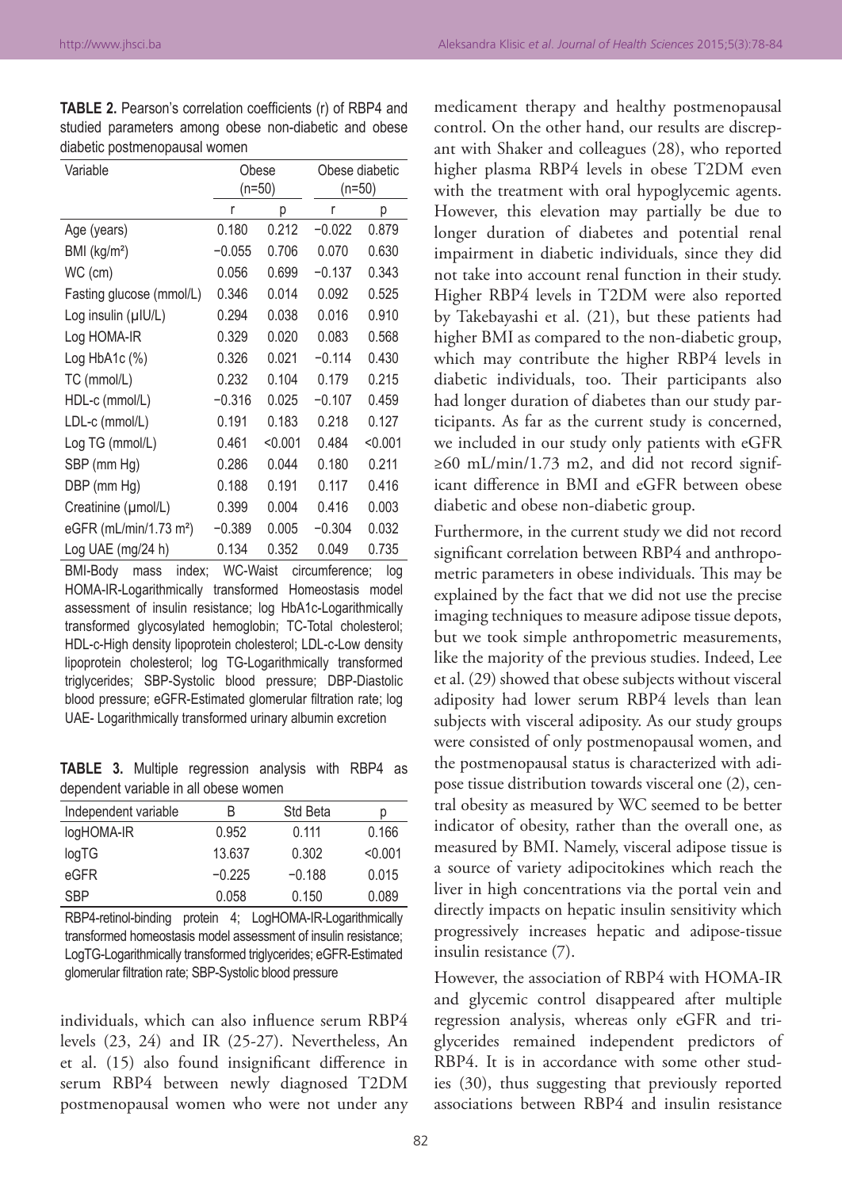**TABLE 2.** Pearson's correlation coefficients (r) of RBP4 and studied parameters among obese non-diabetic and obese diabetic postmenopausal women

| Variable | Obese (n=50) | | Obese diabetic (n=50) | |
|---|---|---|---|---|
| | r | p | r | p |
| Age (years) | 0.180 | 0.212 | −0.022 | 0.879 |
| BMI (kg/m²) | −0.055 | 0.706 | 0.070 | 0.630 |
| WC (cm) | 0.056 | 0.699 | −0.137 | 0.343 |
| Fasting glucose (mmol/L) | 0.346 | 0.014 | 0.092 | 0.525 |
| Log insulin (µIU/L) | 0.294 | 0.038 | 0.016 | 0.910 |
| Log HOMA-IR | 0.329 | 0.020 | 0.083 | 0.568 |
| Log HbA1c (%) | 0.326 | 0.021 | −0.114 | 0.430 |
| TC (mmol/L) | 0.232 | 0.104 | 0.179 | 0.215 |
| HDL-c (mmol/L) | −0.316 | 0.025 | −0.107 | 0.459 |
| LDL-c (mmol/L) | 0.191 | 0.183 | 0.218 | 0.127 |
| Log TG (mmol/L) | 0.461 | <0.001 | 0.484 | <0.001 |
| SBP (mm Hg) | 0.286 | 0.044 | 0.180 | 0.211 |
| DBP (mm Hg) | 0.188 | 0.191 | 0.117 | 0.416 |
| Creatinine (µmol/L) | 0.399 | 0.004 | 0.416 | 0.003 |
| eGFR (mL/min/1.73 m²) | −0.389 | 0.005 | −0.304 | 0.032 |
| Log UAE (mg/24 h) | 0.134 | 0.352 | 0.049 | 0.735 |

BMI-Body mass index; WC-Waist circumference; log HOMA-IR-Logarithmically transformed Homeostasis model assessment of insulin resistance; log HbA1c-Logarithmically transformed glycosylated hemoglobin; TC-Total cholesterol; HDL-c-High density lipoprotein cholesterol; LDL-c-Low density lipoprotein cholesterol; log TG-Logarithmically transformed triglycerides; SBP-Systolic blood pressure; DBP-Diastolic blood pressure; eGFR-Estimated glomerular filtration rate; log UAE- Logarithmically transformed urinary albumin excretion

**TABLE 3.** Multiple regression analysis with RBP4 as dependent variable in all obese women

| Independent variable | B | Std Beta | p |
|---|---|---|---|
| logHOMA-IR | 0.952 | 0.111 | 0.166 |
| logTG | 13.637 | 0.302 | <0.001 |
| eGFR | −0.225 | −0.188 | 0.015 |
| SBP | 0.058 | 0.150 | 0.089 |

RBP4-retinol-binding protein 4; LogHOMA-IR-Logarithmically transformed homeostasis model assessment of insulin resistance; LogTG-Logarithmically transformed triglycerides; eGFR-Estimated glomerular filtration rate; SBP-Systolic blood pressure

individuals, which can also influence serum RBP4 levels (23, 24) and IR (25-27). Nevertheless, An et al. (15) also found insignificant difference in serum RBP4 between newly diagnosed T2DM postmenopausal women who were not under any medicament therapy and healthy postmenopausal control. On the other hand, our results are discrepant with Shaker and colleagues (28), who reported higher plasma RBP4 levels in obese T2DM even with the treatment with oral hypoglycemic agents. However, this elevation may partially be due to longer duration of diabetes and potential renal impairment in diabetic individuals, since they did not take into account renal function in their study. Higher RBP4 levels in T2DM were also reported by Takebayashi et al. (21), but these patients had higher BMI as compared to the non-diabetic group, which may contribute the higher RBP4 levels in diabetic individuals, too. Their participants also had longer duration of diabetes than our study participants. As far as the current study is concerned, we included in our study only patients with eGFR ≥60 mL/min/1.73 m2, and did not record significant difference in BMI and eGFR between obese diabetic and obese non-diabetic group.

Furthermore, in the current study we did not record significant correlation between RBP4 and anthropometric parameters in obese individuals. This may be explained by the fact that we did not use the precise imaging techniques to measure adipose tissue depots, but we took simple anthropometric measurements, like the majority of the previous studies. Indeed, Lee et al. (29) showed that obese subjects without visceral adiposity had lower serum RBP4 levels than lean subjects with visceral adiposity. As our study groups were consisted of only postmenopausal women, and the postmenopausal status is characterized with adipose tissue distribution towards visceral one (2), central obesity as measured by WC seemed to be better indicator of obesity, rather than the overall one, as measured by BMI. Namely, visceral adipose tissue is a source of variety adipocitokines which reach the liver in high concentrations via the portal vein and directly impacts on hepatic insulin sensitivity which progressively increases hepatic and adipose-tissue insulin resistance (7).

However, the association of RBP4 with HOMA-IR and glycemic control disappeared after multiple regression analysis, whereas only eGFR and triglycerides remained independent predictors of RBP4. It is in accordance with some other studies (30), thus suggesting that previously reported associations between RBP4 and insulin resistance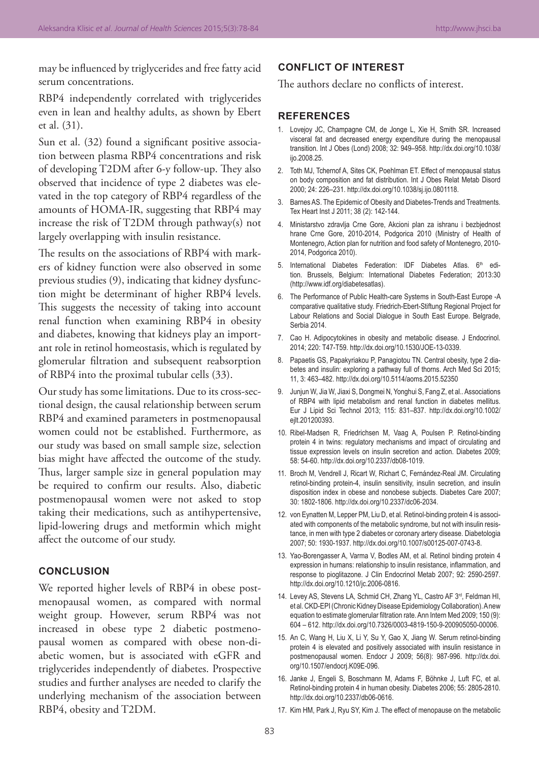may be influenced by triglycerides and free fatty acid serum concentrations.

RBP4 independently correlated with triglycerides even in lean and healthy adults, as shown by Ebert et al. (31).

Sun et al. (32) found a significant positive association between plasma RBP4 concentrations and risk of developing T2DM after 6-y follow-up. They also observed that incidence of type 2 diabetes was elevated in the top category of RBP4 regardless of the amounts of HOMA-IR, suggesting that RBP4 may increase the risk of T2DM through pathway(s) not largely overlapping with insulin resistance.

The results on the associations of RBP4 with markers of kidney function were also observed in some previous studies (9), indicating that kidney dysfunction might be determinant of higher RBP4 levels. This suggests the necessity of taking into account renal function when examining RBP4 in obesity and diabetes, knowing that kidneys play an important role in retinol homeostasis, which is regulated by glomerular filtration and subsequent reabsorption of RBP4 into the proximal tubular cells (33).

Our study has some limitations. Due to its cross-sectional design, the causal relationship between serum RBP4 and examined parameters in postmenopausal women could not be established. Furthermore, as our study was based on small sample size, selection bias might have affected the outcome of the study. Thus, larger sample size in general population may be required to confirm our results. Also, diabetic postmenopausal women were not asked to stop taking their medications, such as antihypertensive, lipid-lowering drugs and metformin which might affect the outcome of our study.

## CONCLUSION

We reported higher levels of RBP4 in obese postmenopausal women, as compared with normal weight group. However, serum RBP4 was not increased in obese type 2 diabetic postmenopausal women as compared with obese non-diabetic women, but is associated with eGFR and triglycerides independently of diabetes. Prospective studies and further analyses are needed to clarify the underlying mechanism of the association between RBP4, obesity and T2DM.

## CONFLICT OF INTEREST

The authors declare no conflicts of interest.

## REFERENCES

1. Lovejoy JC, Champagne CM, de Jonge L, Xie H, Smith SR. Increased visceral fat and decreased energy expenditure during the menopausal transition. Int J Obes (Lond) 2008; 32: 949–958. http://dx.doi.org/10.1038/ijo.2008.25.
2. Toth MJ, Tchernof A, Sites CK, Poehlman ET. Effect of menopausal status on body composition and fat distribution. Int J Obes Relat Metab Disord 2000; 24: 226–231. http://dx.doi.org/10.1038/sj.ijo.0801118.
3. Barnes AS. The Epidemic of Obesity and Diabetes-Trends and Treatments. Tex Heart Inst J 2011; 38 (2): 142-144.
4. Ministarstvo zdravlja Crne Gore, Akcioni plan za ishranu i bezbjednost hrane Crne Gore, 2010-2014, Podgorica 2010 (Ministry of Health of Montenegro, Action plan for nutrition and food safety of Montenegro, 2010-2014, Podgorica 2010).
5. International Diabetes Federation: IDF Diabetes Atlas. 6th edition. Brussels, Belgium: International Diabetes Federation; 2013:30 (http://www.idf.org/diabetesatlas).
6. The Performance of Public Health-care Systems in South-East Europe -A comparative qualitative study. Friedrich-Ebert-Stiftung Regional Project for Labour Relations and Social Dialogue in South East Europe. Belgrade, Serbia 2014.
7. Cao H. Adipocytokines in obesity and metabolic disease. J Endocrinol. 2014; 220: T47-T59. http://dx.doi.org/10.1530/JOE-13-0339.
8. Papaetis GS, Papakyriakou P, Panagiotou TN. Central obesity, type 2 diabetes and insulin: exploring a pathway full of thorns. Arch Med Sci 2015; 11, 3: 463–482. http://dx.doi.org/10.5114/aoms.2015.52350
9. Junjun W, Jia W, Jiaxi S, Dongmei N, Yonghui S, Fang Z, et al.. Associations of RBP4 with lipid metabolism and renal function in diabetes mellitus. Eur J Lipid Sci Technol 2013; 115: 831–837. http://dx.doi.org/10.1002/ejlt.201200393.
10. Ribel-Madsen R, Friedrichsen M, Vaag A, Poulsen P. Retinol-binding protein 4 in twins: regulatory mechanisms and impact of circulating and tissue expression levels on insulin secretion and action. Diabetes 2009; 58: 54-60. http://dx.doi.org/10.2337/db08-1019.
11. Broch M, Vendrell J, Ricart W, Richart C, Fernández-Real JM. Circulating retinol-binding protein-4, insulin sensitivity, insulin secretion, and insulin disposition index in obese and nonobese subjects. Diabetes Care 2007; 30: 1802-1806. http://dx.doi.org/10.2337/dc06-2034.
12. von Eynatten M, Lepper PM, Liu D, et al. Retinol-binding protein 4 is associated with components of the metabolic syndrome, but not with insulin resistance, in men with type 2 diabetes or coronary artery disease. Diabetologia 2007; 50: 1930-1937. http://dx.doi.org/10.1007/s00125-007-0743-8.
13. Yao-Borengasser A, Varma V, Bodles AM, et al. Retinol binding protein 4 expression in humans: relationship to insulin resistance, inflammation, and response to pioglitazone. J Clin Endocrinol Metab 2007; 92: 2590-2597. http://dx.doi.org/10.1210/jc.2006-0816.
14. Levey AS, Stevens LA, Schmid CH, Zhang YL, Castro AF 3rd, Feldman HI, et al. CKD-EPI (Chronic Kidney Disease Epidemiology Collaboration). A new equation to estimate glomerular filtration rate. Ann Intern Med 2009; 150 (9): 604 – 612. http://dx.doi.org/10.7326/0003-4819-150-9-200905050-00006.
15. An C, Wang H, Liu X, Li Y, Su Y, Gao X, Jiang W. Serum retinol-binding protein 4 is elevated and positively associated with insulin resistance in postmenopausal women. Endocr J 2009; 56(8): 987-996. http://dx.doi.org/10.1507/endocrj.K09E-096.
16. Janke J, Engeli S, Boschmann M, Adams F, Böhnke J, Luft FC, et al. Retinol-binding protein 4 in human obesity. Diabetes 2006; 55: 2805-2810. http://dx.doi.org/10.2337/db06-0616.
17. Kim HM, Park J, Ryu SY, Kim J. The effect of menopause on the metabolic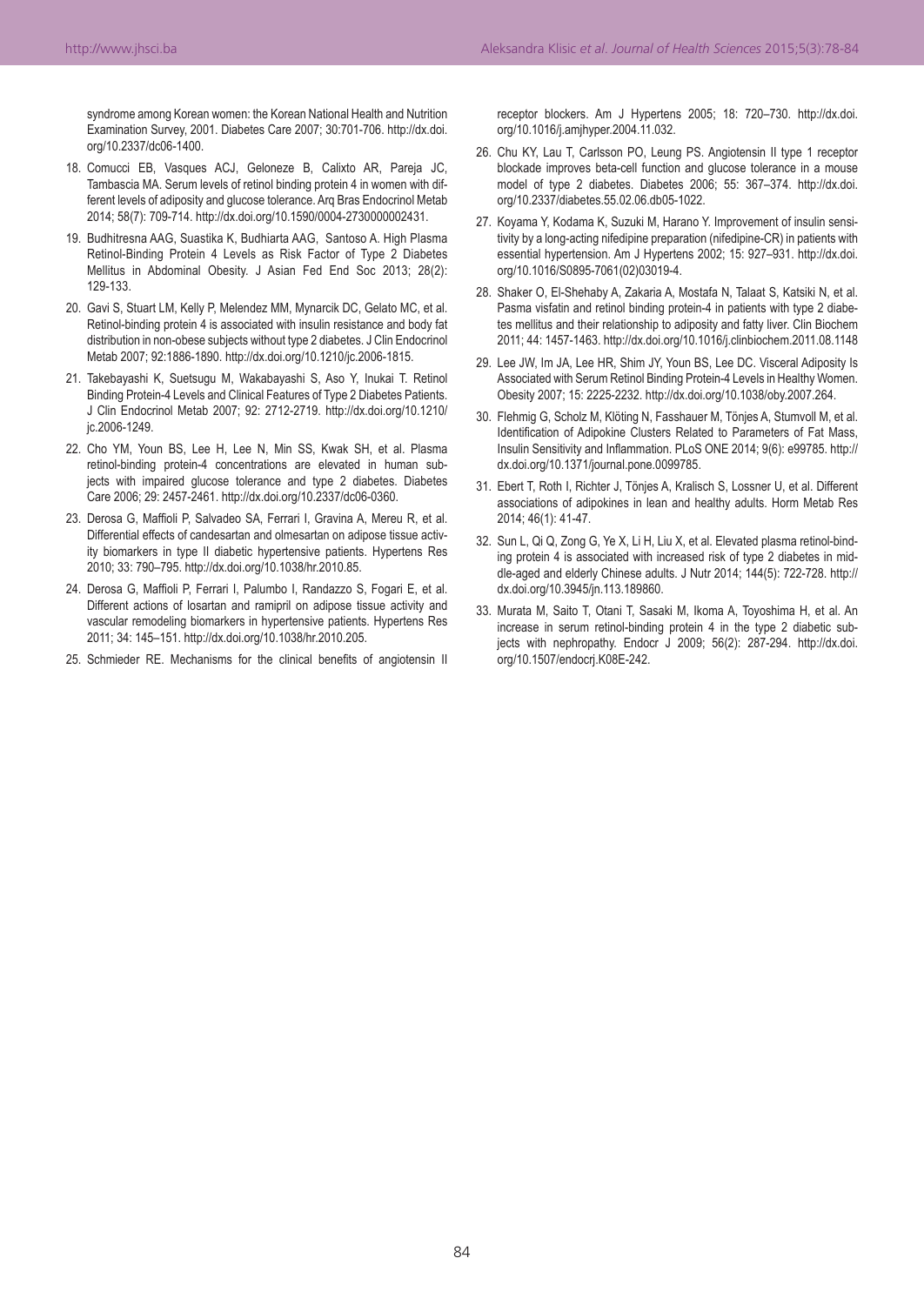syndrome among Korean women: the Korean National Health and Nutrition Examination Survey, 2001. Diabetes Care 2007; 30:701-706. http://dx.doi.org/10.2337/dc06-1400.

18. Comucci EB, Vasques ACJ, Geloneze B, Calixto AR, Pareja JC, Tambascia MA. Serum levels of retinol binding protein 4 in women with different levels of adiposity and glucose tolerance. Arq Bras Endocrinol Metab 2014; 58(7): 709-714. http://dx.doi.org/10.1590/0004-2730000002431.
19. Budhitresna AAG, Suastika K, Budhiarta AAG, Santoso A. High Plasma Retinol-Binding Protein 4 Levels as Risk Factor of Type 2 Diabetes Mellitus in Abdominal Obesity. J Asian Fed End Soc 2013; 28(2): 129-133.
20. Gavi S, Stuart LM, Kelly P, Melendez MM, Mynarcik DC, Gelato MC, et al. Retinol-binding protein 4 is associated with insulin resistance and body fat distribution in non-obese subjects without type 2 diabetes. J Clin Endocrinol Metab 2007; 92:1886-1890. http://dx.doi.org/10.1210/jc.2006-1815.
21. Takebayashi K, Suetsugu M, Wakabayashi S, Aso Y, Inukai T. Retinol Binding Protein-4 Levels and Clinical Features of Type 2 Diabetes Patients. J Clin Endocrinol Metab 2007; 92: 2712-2719. http://dx.doi.org/10.1210/jc.2006-1249.
22. Cho YM, Youn BS, Lee H, Lee N, Min SS, Kwak SH, et al. Plasma retinol-binding protein-4 concentrations are elevated in human subjects with impaired glucose tolerance and type 2 diabetes. Diabetes Care 2006; 29: 2457-2461. http://dx.doi.org/10.2337/dc06-0360.
23. Derosa G, Maffioli P, Salvadeo SA, Ferrari I, Gravina A, Mereu R, et al. Differential effects of candesartan and olmesartan on adipose tissue activity biomarkers in type II diabetic hypertensive patients. Hypertens Res 2010; 33: 790–795. http://dx.doi.org/10.1038/hr.2010.85.
24. Derosa G, Maffioli P, Ferrari I, Palumbo I, Randazzo S, Fogari E, et al. Different actions of losartan and ramipril on adipose tissue activity and vascular remodeling biomarkers in hypertensive patients. Hypertens Res 2011; 34: 145–151. http://dx.doi.org/10.1038/hr.2010.205.
25. Schmieder RE. Mechanisms for the clinical benefits of angiotensin II receptor blockers. Am J Hypertens 2005; 18: 720–730. http://dx.doi.org/10.1016/j.amjhyper.2004.11.032.
26. Chu KY, Lau T, Carlsson PO, Leung PS. Angiotensin II type 1 receptor blockade improves beta-cell function and glucose tolerance in a mouse model of type 2 diabetes. Diabetes 2006; 55: 367–374. http://dx.doi.org/10.2337/diabetes.55.02.06.db05-1022.
27. Koyama Y, Kodama K, Suzuki M, Harano Y. Improvement of insulin sensitivity by a long-acting nifedipine preparation (nifedipine-CR) in patients with essential hypertension. Am J Hypertens 2002; 15: 927–931. http://dx.doi.org/10.1016/S0895-7061(02)03019-4.
28. Shaker O, El-Shehaby A, Zakaria A, Mostafa N, Talaat S, Katsiki N, et al. Pasma visfatin and retinol binding protein-4 in patients with type 2 diabetes mellitus and their relationship to adiposity and fatty liver. Clin Biochem 2011; 44: 1457-1463. http://dx.doi.org/10.1016/j.clinbiochem.2011.08.1148
29. Lee JW, Im JA, Lee HR, Shim JY, Youn BS, Lee DC. Visceral Adiposity Is Associated with Serum Retinol Binding Protein-4 Levels in Healthy Women. Obesity 2007; 15: 2225-2232. http://dx.doi.org/10.1038/oby.2007.264.
30. Flehmig G, Scholz M, Klöting N, Fasshauer M, Tönjes A, Stumvoll M, et al. Identification of Adipokine Clusters Related to Parameters of Fat Mass, Insulin Sensitivity and Inflammation. PLoS ONE 2014; 9(6): e99785. http://dx.doi.org/10.1371/journal.pone.0099785.
31. Ebert T, Roth I, Richter J, Tönjes A, Kralisch S, Lossner U, et al. Different associations of adipokines in lean and healthy adults. Horm Metab Res 2014; 46(1): 41-47.
32. Sun L, Qi Q, Zong G, Ye X, Li H, Liu X, et al. Elevated plasma retinol-binding protein 4 is associated with increased risk of type 2 diabetes in middle-aged and elderly Chinese adults. J Nutr 2014; 144(5): 722-728. http://dx.doi.org/10.3945/jn.113.189860.
33. Murata M, Saito T, Otani T, Sasaki M, Ikoma A, Toyoshima H, et al. An increase in serum retinol-binding protein 4 in the type 2 diabetic subjects with nephropathy. Endocr J 2009; 56(2): 287-294. http://dx.doi.org/10.1507/endocrj.K08E-242.